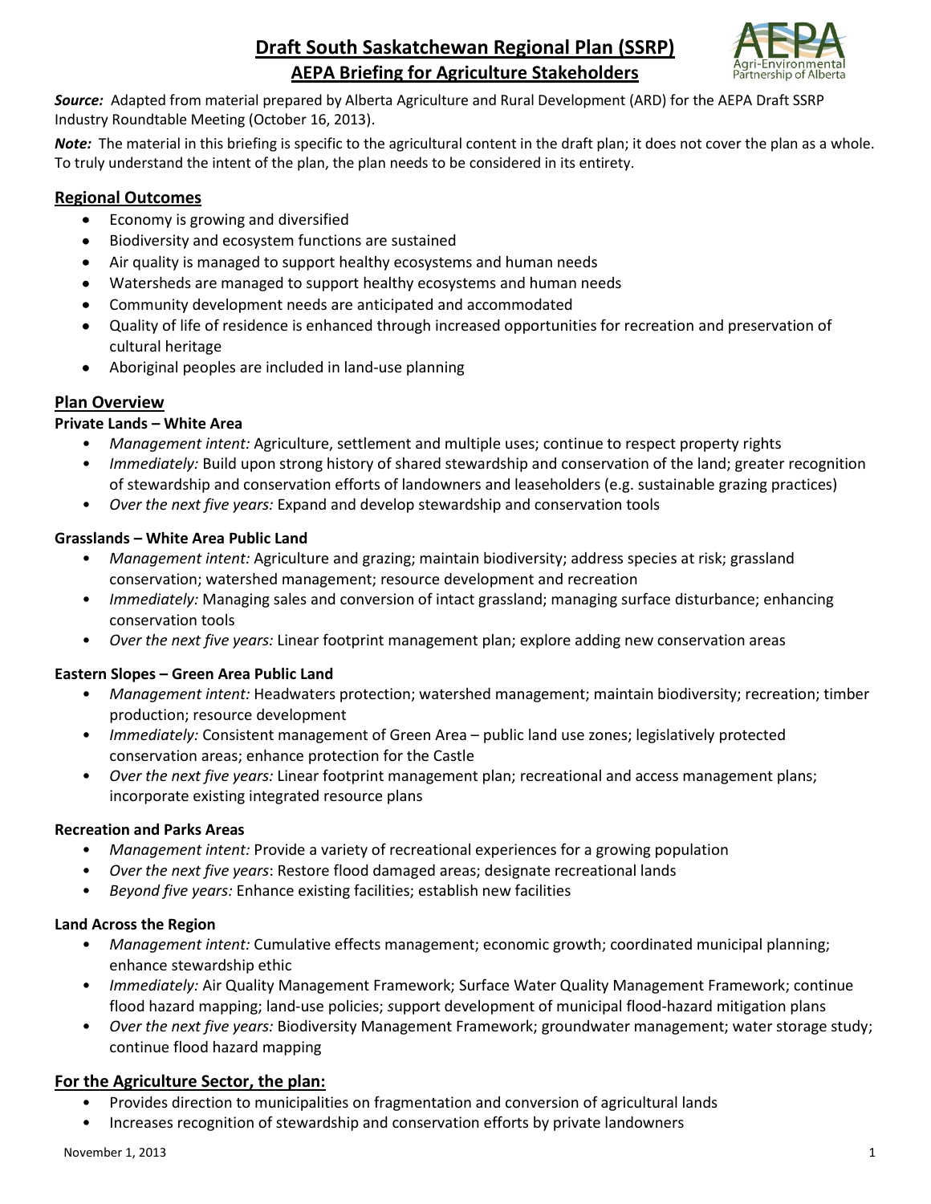# Draft South Saskatchewan Regional Plan (SSRP)

## AEPA Briefing for Agriculture Stakeholders

***Source:*** Adapted from material prepared by Alberta Agriculture and Rural Development (ARD) for the AEPA Draft SSRP Industry Roundtable Meeting (October 16, 2013).

***Note:*** The material in this briefing is specific to the agricultural content in the draft plan; it does not cover the plan as a whole. To truly understand the intent of the plan, the plan needs to be considered in its entirety.

## Regional Outcomes

- Economy is growing and diversified
- Biodiversity and ecosystem functions are sustained
- Air quality is managed to support healthy ecosystems and human needs
- Watersheds are managed to support healthy ecosystems and human needs
- Community development needs are anticipated and accommodated
- Quality of life of residence is enhanced through increased opportunities for recreation and preservation of cultural heritage
- Aboriginal peoples are included in land-use planning

## Plan Overview

### Private Lands – White Area

- *Management intent:* Agriculture, settlement and multiple uses; continue to respect property rights
- *Immediately:* Build upon strong history of shared stewardship and conservation of the land; greater recognition of stewardship and conservation efforts of landowners and leaseholders (e.g. sustainable grazing practices)
- *Over the next five years:* Expand and develop stewardship and conservation tools

### Grasslands – White Area Public Land

- *Management intent:* Agriculture and grazing; maintain biodiversity; address species at risk; grassland conservation; watershed management; resource development and recreation
- *Immediately:* Managing sales and conversion of intact grassland; managing surface disturbance; enhancing conservation tools
- *Over the next five years:* Linear footprint management plan; explore adding new conservation areas

### Eastern Slopes – Green Area Public Land

- *Management intent:* Headwaters protection; watershed management; maintain biodiversity; recreation; timber production; resource development
- *Immediately:* Consistent management of Green Area – public land use zones; legislatively protected conservation areas; enhance protection for the Castle
- *Over the next five years:* Linear footprint management plan; recreational and access management plans; incorporate existing integrated resource plans

### Recreation and Parks Areas

- *Management intent:* Provide a variety of recreational experiences for a growing population
- *Over the next five years*: Restore flood damaged areas; designate recreational lands
- *Beyond five years:* Enhance existing facilities; establish new facilities

### Land Across the Region

- *Management intent:* Cumulative effects management; economic growth; coordinated municipal planning; enhance stewardship ethic
- *Immediately:* Air Quality Management Framework; Surface Water Quality Management Framework; continue flood hazard mapping; land-use policies; *s*upport development of municipal flood-hazard mitigation plans
- *Over the next five years:* Biodiversity Management Framework; groundwater management; water storage study; continue flood hazard mapping

## For the Agriculture Sector, the plan:

- Provides direction to municipalities on fragmentation and conversion of agricultural lands
- Increases recognition of stewardship and conservation efforts by private landowners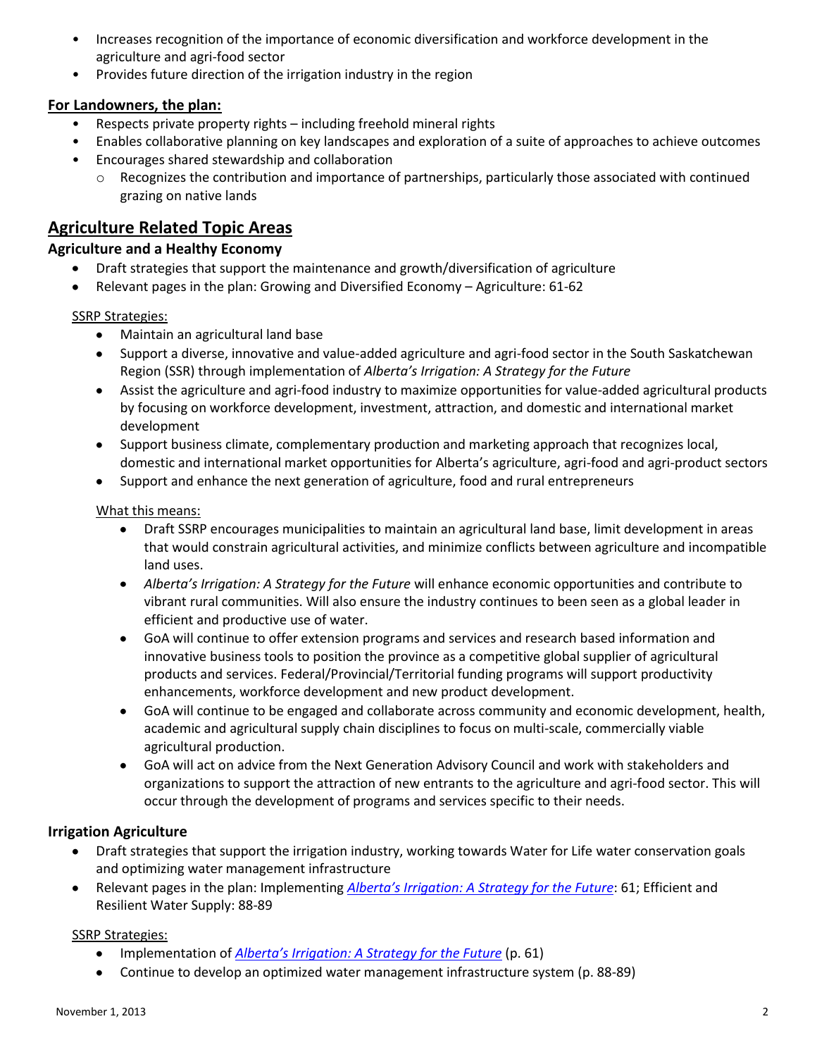- Increases recognition of the importance of economic diversification and workforce development in the agriculture and agri-food sector
- Provides future direction of the irrigation industry in the region

**For Landowners, the plan:**

- Respects private property rights – including freehold mineral rights
- Enables collaborative planning on key landscapes and exploration of a suite of approaches to achieve outcomes
- Encourages shared stewardship and collaboration
  - Recognizes the contribution and importance of partnerships, particularly those associated with continued grazing on native lands

## Agriculture Related Topic Areas

### Agriculture and a Healthy Economy

- Draft strategies that support the maintenance and growth/diversification of agriculture
- Relevant pages in the plan: Growing and Diversified Economy – Agriculture: 61-62

SSRP Strategies:

- Maintain an agricultural land base
- Support a diverse, innovative and value-added agriculture and agri-food sector in the South Saskatchewan Region (SSR) through implementation of *Alberta's Irrigation: A Strategy for the Future*
- Assist the agriculture and agri-food industry to maximize opportunities for value-added agricultural products by focusing on workforce development, investment, attraction, and domestic and international market development
- Support business climate, complementary production and marketing approach that recognizes local, domestic and international market opportunities for Alberta's agriculture, agri-food and agri-product sectors
- Support and enhance the next generation of agriculture, food and rural entrepreneurs

What this means:

- Draft SSRP encourages municipalities to maintain an agricultural land base, limit development in areas that would constrain agricultural activities, and minimize conflicts between agriculture and incompatible land uses.
- *Alberta's Irrigation: A Strategy for the Future* will enhance economic opportunities and contribute to vibrant rural communities. Will also ensure the industry continues to been seen as a global leader in efficient and productive use of water.
- GoA will continue to offer extension programs and services and research based information and innovative business tools to position the province as a competitive global supplier of agricultural products and services. Federal/Provincial/Territorial funding programs will support productivity enhancements, workforce development and new product development.
- GoA will continue to be engaged and collaborate across community and economic development, health, academic and agricultural supply chain disciplines to focus on multi-scale, commercially viable agricultural production.
- GoA will act on advice from the Next Generation Advisory Council and work with stakeholders and organizations to support the attraction of new entrants to the agriculture and agri-food sector. This will occur through the development of programs and services specific to their needs.

### Irrigation Agriculture

- Draft strategies that support the irrigation industry, working towards Water for Life water conservation goals and optimizing water management infrastructure
- Relevant pages in the plan: Implementing *Alberta's Irrigation: A Strategy for the Future*: 61; Efficient and Resilient Water Supply: 88-89

SSRP Strategies:

- Implementation of *Alberta's Irrigation: A Strategy for the Future* (p. 61)
- Continue to develop an optimized water management infrastructure system (p. 88-89)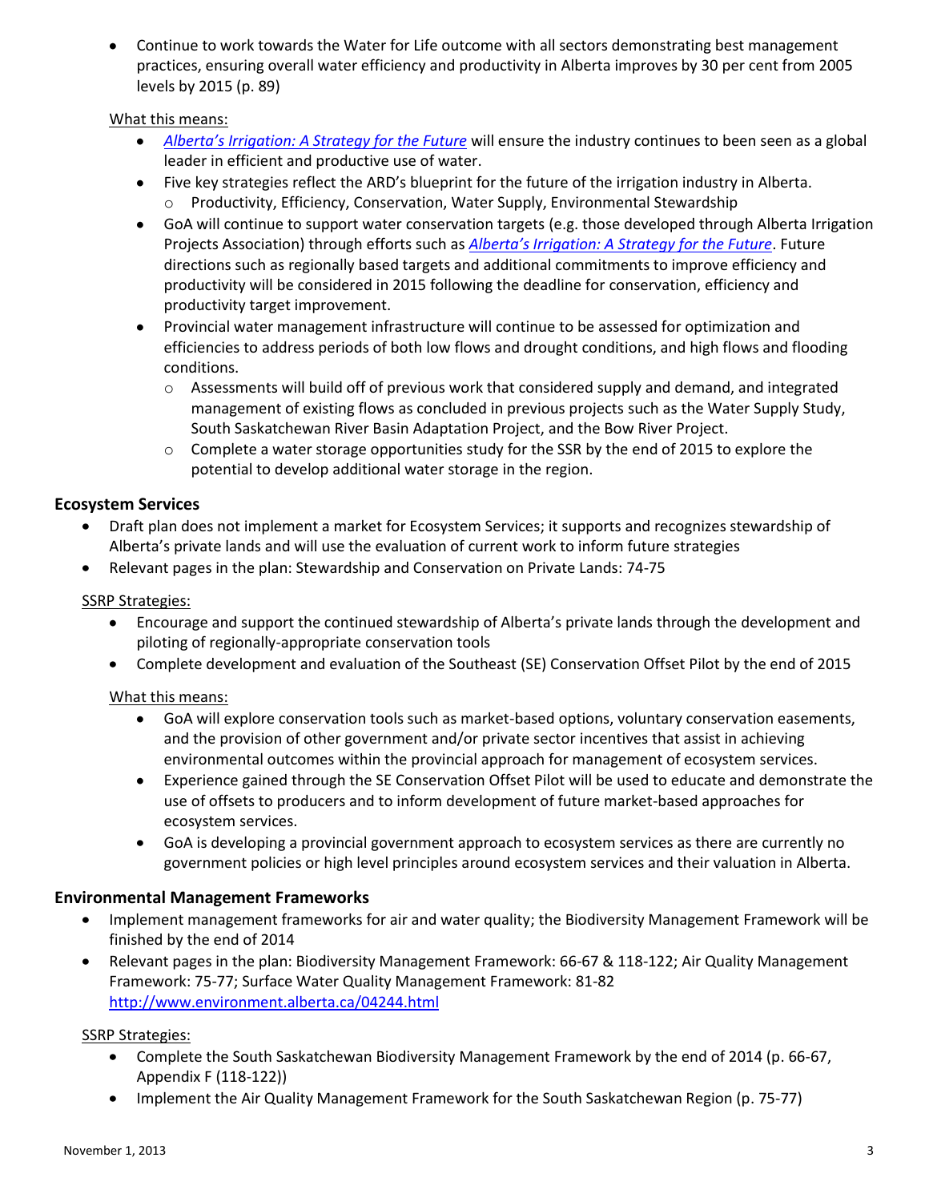- Continue to work towards the Water for Life outcome with all sectors demonstrating best management practices, ensuring overall water efficiency and productivity in Alberta improves by 30 per cent from 2005 levels by 2015 (p. 89)

What this means:

- *Alberta's Irrigation: A Strategy for the Future* will ensure the industry continues to been seen as a global leader in efficient and productive use of water.
- Five key strategies reflect the ARD's blueprint for the future of the irrigation industry in Alberta.
  - Productivity, Efficiency, Conservation, Water Supply, Environmental Stewardship
- GoA will continue to support water conservation targets (e.g. those developed through Alberta Irrigation Projects Association) through efforts such as *Alberta's Irrigation: A Strategy for the Future*. Future directions such as regionally based targets and additional commitments to improve efficiency and productivity will be considered in 2015 following the deadline for conservation, efficiency and productivity target improvement.
- Provincial water management infrastructure will continue to be assessed for optimization and efficiencies to address periods of both low flows and drought conditions, and high flows and flooding conditions.
  - Assessments will build off of previous work that considered supply and demand, and integrated management of existing flows as concluded in previous projects such as the Water Supply Study, South Saskatchewan River Basin Adaptation Project, and the Bow River Project.
  - Complete a water storage opportunities study for the SSR by the end of 2015 to explore the potential to develop additional water storage in the region.

## Ecosystem Services

- Draft plan does not implement a market for Ecosystem Services; it supports and recognizes stewardship of Alberta's private lands and will use the evaluation of current work to inform future strategies
- Relevant pages in the plan: Stewardship and Conservation on Private Lands: 74-75

SSRP Strategies:

- Encourage and support the continued stewardship of Alberta's private lands through the development and piloting of regionally-appropriate conservation tools
- Complete development and evaluation of the Southeast (SE) Conservation Offset Pilot by the end of 2015

What this means:

- GoA will explore conservation tools such as market-based options, voluntary conservation easements, and the provision of other government and/or private sector incentives that assist in achieving environmental outcomes within the provincial approach for management of ecosystem services.
- Experience gained through the SE Conservation Offset Pilot will be used to educate and demonstrate the use of offsets to producers and to inform development of future market-based approaches for ecosystem services.
- GoA is developing a provincial government approach to ecosystem services as there are currently no government policies or high level principles around ecosystem services and their valuation in Alberta.

## Environmental Management Frameworks

- Implement management frameworks for air and water quality; the Biodiversity Management Framework will be finished by the end of 2014
- Relevant pages in the plan: Biodiversity Management Framework: 66-67 & 118-122; Air Quality Management Framework: 75-77; Surface Water Quality Management Framework: 81-82 http://www.environment.alberta.ca/04244.html

SSRP Strategies:

- Complete the South Saskatchewan Biodiversity Management Framework by the end of 2014 (p. 66-67, Appendix F (118-122))
- Implement the Air Quality Management Framework for the South Saskatchewan Region (p. 75-77)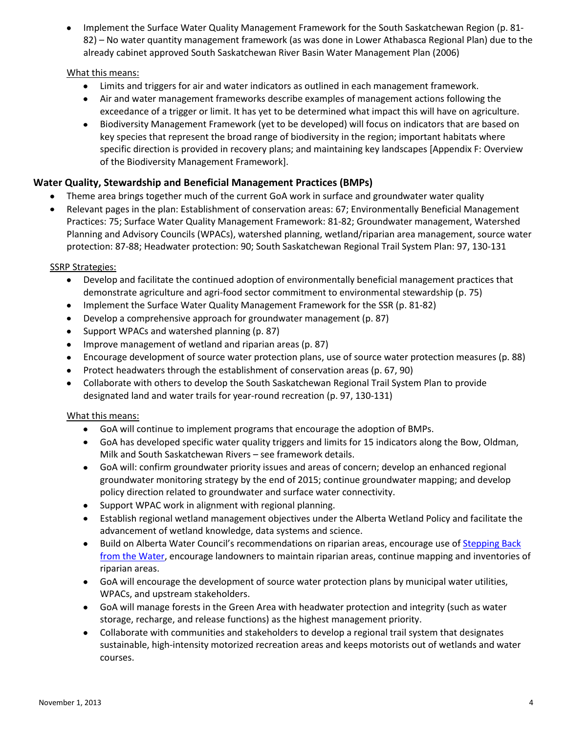- Implement the Surface Water Quality Management Framework for the South Saskatchewan Region (p. 81-82) – No water quantity management framework (as was done in Lower Athabasca Regional Plan) due to the already cabinet approved South Saskatchewan River Basin Water Management Plan (2006)

What this means:

- Limits and triggers for air and water indicators as outlined in each management framework.
- Air and water management frameworks describe examples of management actions following the exceedance of a trigger or limit. It has yet to be determined what impact this will have on agriculture.
- Biodiversity Management Framework (yet to be developed) will focus on indicators that are based on key species that represent the broad range of biodiversity in the region; important habitats where specific direction is provided in recovery plans; and maintaining key landscapes [Appendix F: Overview of the Biodiversity Management Framework].

### Water Quality, Stewardship and Beneficial Management Practices (BMPs)

- Theme area brings together much of the current GoA work in surface and groundwater water quality
- Relevant pages in the plan: Establishment of conservation areas: 67; Environmentally Beneficial Management Practices: 75; Surface Water Quality Management Framework: 81-82; Groundwater management, Watershed Planning and Advisory Councils (WPACs), watershed planning, wetland/riparian area management, source water protection: 87-88; Headwater protection: 90; South Saskatchewan Regional Trail System Plan: 97, 130-131

SSRP Strategies:

- Develop and facilitate the continued adoption of environmentally beneficial management practices that demonstrate agriculture and agri-food sector commitment to environmental stewardship (p. 75)
- Implement the Surface Water Quality Management Framework for the SSR (p. 81-82)
- Develop a comprehensive approach for groundwater management (p. 87)
- Support WPACs and watershed planning (p. 87)
- Improve management of wetland and riparian areas (p. 87)
- Encourage development of source water protection plans, use of source water protection measures (p. 88)
- Protect headwaters through the establishment of conservation areas (p. 67, 90)
- Collaborate with others to develop the South Saskatchewan Regional Trail System Plan to provide designated land and water trails for year-round recreation (p. 97, 130-131)

What this means:

- GoA will continue to implement programs that encourage the adoption of BMPs.
- GoA has developed specific water quality triggers and limits for 15 indicators along the Bow, Oldman, Milk and South Saskatchewan Rivers – see framework details.
- GoA will: confirm groundwater priority issues and areas of concern; develop an enhanced regional groundwater monitoring strategy by the end of 2015; continue groundwater mapping; and develop policy direction related to groundwater and surface water connectivity.
- Support WPAC work in alignment with regional planning.
- Establish regional wetland management objectives under the Alberta Wetland Policy and facilitate the advancement of wetland knowledge, data systems and science.
- Build on Alberta Water Council's recommendations on riparian areas, encourage use of Stepping Back from the Water, encourage landowners to maintain riparian areas, continue mapping and inventories of riparian areas.
- GoA will encourage the development of source water protection plans by municipal water utilities, WPACs, and upstream stakeholders.
- GoA will manage forests in the Green Area with headwater protection and integrity (such as water storage, recharge, and release functions) as the highest management priority.
- Collaborate with communities and stakeholders to develop a regional trail system that designates sustainable, high-intensity motorized recreation areas and keeps motorists out of wetlands and water courses.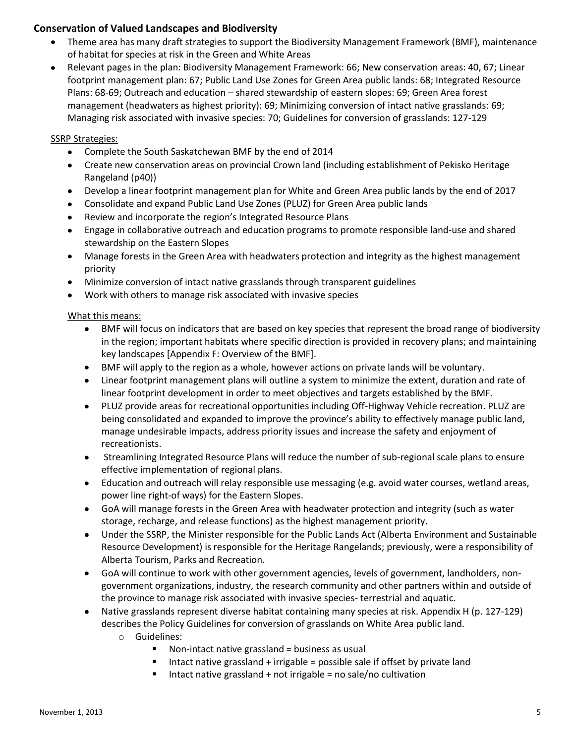### **Conservation of Valued Landscapes and Biodiversity**

- Theme area has many draft strategies to support the Biodiversity Management Framework (BMF), maintenance of habitat for species at risk in the Green and White Areas
- Relevant pages in the plan: Biodiversity Management Framework: 66; New conservation areas: 40, 67; Linear footprint management plan: 67; Public Land Use Zones for Green Area public lands: 68; Integrated Resource Plans: 68-69; Outreach and education – shared stewardship of eastern slopes: 69; Green Area forest management (headwaters as highest priority): 69; Minimizing conversion of intact native grasslands: 69; Managing risk associated with invasive species: 70; Guidelines for conversion of grasslands: 127-129

<u>SSRP Strategies:</u>

- Complete the South Saskatchewan BMF by the end of 2014
- Create new conservation areas on provincial Crown land (including establishment of Pekisko Heritage Rangeland (p40))
- Develop a linear footprint management plan for White and Green Area public lands by the end of 2017
- Consolidate and expand Public Land Use Zones (PLUZ) for Green Area public lands
- Review and incorporate the region's Integrated Resource Plans
- Engage in collaborative outreach and education programs to promote responsible land-use and shared stewardship on the Eastern Slopes
- Manage forests in the Green Area with headwaters protection and integrity as the highest management priority
- Minimize conversion of intact native grasslands through transparent guidelines
- Work with others to manage risk associated with invasive species

<u>What this means:</u>

- BMF will focus on indicators that are based on key species that represent the broad range of biodiversity in the region; important habitats where specific direction is provided in recovery plans; and maintaining key landscapes [Appendix F: Overview of the BMF].
- BMF will apply to the region as a whole, however actions on private lands will be voluntary.
- Linear footprint management plans will outline a system to minimize the extent, duration and rate of linear footprint development in order to meet objectives and targets established by the BMF.
- PLUZ provide areas for recreational opportunities including Off-Highway Vehicle recreation. PLUZ are being consolidated and expanded to improve the province's ability to effectively manage public land, manage undesirable impacts, address priority issues and increase the safety and enjoyment of recreationists.
- Streamlining Integrated Resource Plans will reduce the number of sub-regional scale plans to ensure effective implementation of regional plans.
- Education and outreach will relay responsible use messaging (e.g. avoid water courses, wetland areas, power line right-of ways) for the Eastern Slopes.
- GoA will manage forests in the Green Area with headwater protection and integrity (such as water storage, recharge, and release functions) as the highest management priority.
- Under the SSRP, the Minister responsible for the Public Lands Act (Alberta Environment and Sustainable Resource Development) is responsible for the Heritage Rangelands; previously, were a responsibility of Alberta Tourism, Parks and Recreation.
- GoA will continue to work with other government agencies, levels of government, landholders, non-government organizations, industry, the research community and other partners within and outside of the province to manage risk associated with invasive species- terrestrial and aquatic.
- Native grasslands represent diverse habitat containing many species at risk. Appendix H (p. 127-129) describes the Policy Guidelines for conversion of grasslands on White Area public land.
    - Guidelines:
        - Non-intact native grassland = business as usual
        - Intact native grassland + irrigable = possible sale if offset by private land
        - Intact native grassland + not irrigable = no sale/no cultivation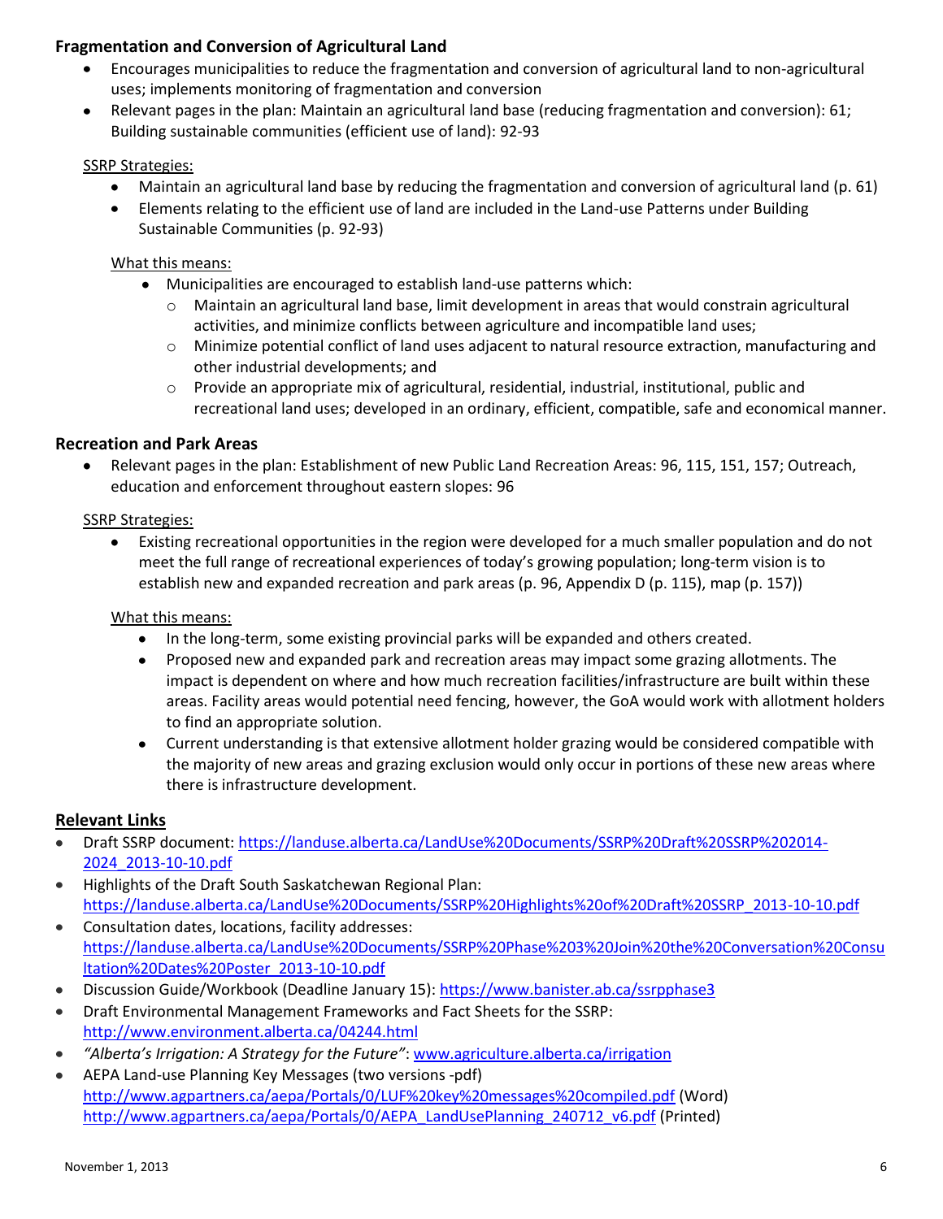### Fragmentation and Conversion of Agricultural Land

- Encourages municipalities to reduce the fragmentation and conversion of agricultural land to non-agricultural uses; implements monitoring of fragmentation and conversion
- Relevant pages in the plan: Maintain an agricultural land base (reducing fragmentation and conversion): 61; Building sustainable communities (efficient use of land): 92-93

SSRP Strategies:

- Maintain an agricultural land base by reducing the fragmentation and conversion of agricultural land (p. 61)
- Elements relating to the efficient use of land are included in the Land-use Patterns under Building Sustainable Communities (p. 92-93)

What this means:

- Municipalities are encouraged to establish land-use patterns which:
  - Maintain an agricultural land base, limit development in areas that would constrain agricultural activities, and minimize conflicts between agriculture and incompatible land uses;
  - Minimize potential conflict of land uses adjacent to natural resource extraction, manufacturing and other industrial developments; and
  - Provide an appropriate mix of agricultural, residential, industrial, institutional, public and recreational land uses; developed in an ordinary, efficient, compatible, safe and economical manner.

### Recreation and Park Areas

- Relevant pages in the plan: Establishment of new Public Land Recreation Areas: 96, 115, 151, 157; Outreach, education and enforcement throughout eastern slopes: 96

SSRP Strategies:

- Existing recreational opportunities in the region were developed for a much smaller population and do not meet the full range of recreational experiences of today's growing population; long-term vision is to establish new and expanded recreation and park areas (p. 96, Appendix D (p. 115), map (p. 157))

What this means:

- In the long-term, some existing provincial parks will be expanded and others created.
- Proposed new and expanded park and recreation areas may impact some grazing allotments. The impact is dependent on where and how much recreation facilities/infrastructure are built within these areas. Facility areas would potential need fencing, however, the GoA would work with allotment holders to find an appropriate solution.
- Current understanding is that extensive allotment holder grazing would be considered compatible with the majority of new areas and grazing exclusion would only occur in portions of these new areas where there is infrastructure development.

### Relevant Links

- Draft SSRP document: https://landuse.alberta.ca/LandUse%20Documents/SSRP%20Draft%20SSRP%202014-2024_2013-10-10.pdf
- Highlights of the Draft South Saskatchewan Regional Plan: https://landuse.alberta.ca/LandUse%20Documents/SSRP%20Highlights%20of%20Draft%20SSRP_2013-10-10.pdf
- Consultation dates, locations, facility addresses: https://landuse.alberta.ca/LandUse%20Documents/SSRP%20Phase%203%20Join%20the%20Conversation%20Consultation%20Dates%20Poster_2013-10-10.pdf
- Discussion Guide/Workbook (Deadline January 15): https://www.banister.ab.ca/ssrpphase3
- Draft Environmental Management Frameworks and Fact Sheets for the SSRP: http://www.environment.alberta.ca/04244.html
- *"Alberta's Irrigation: A Strategy for the Future"*: www.agriculture.alberta.ca/irrigation
- AEPA Land-use Planning Key Messages (two versions -pdf)
  http://www.agpartners.ca/aepa/Portals/0/LUF%20key%20messages%20compiled.pdf (Word)
  http://www.agpartners.ca/aepa/Portals/0/AEPA_LandUsePlanning_240712_v6.pdf (Printed)

November 1, 2013